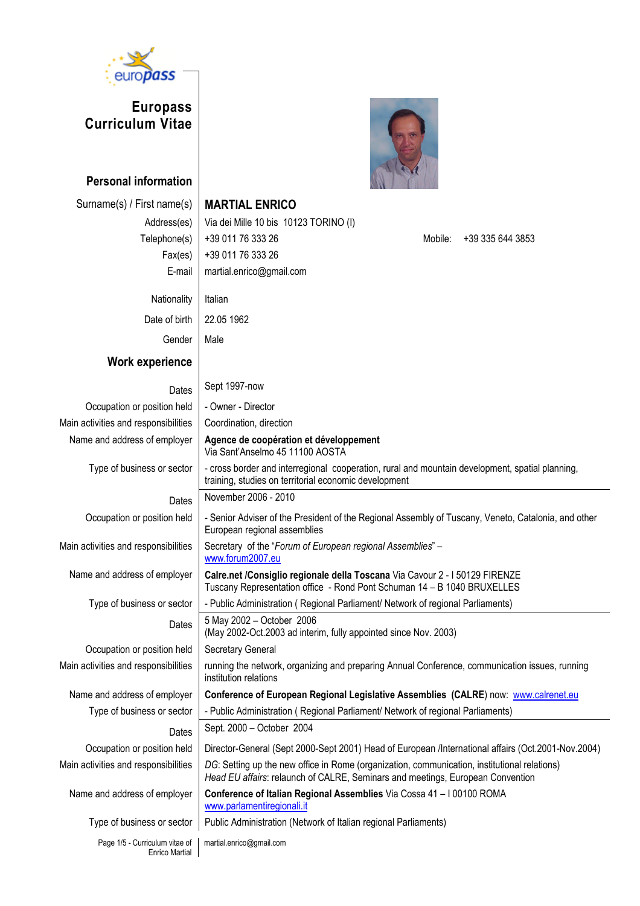# Europass Curriculum Vitae

## Personal information

| | |
|---|---|
| Surname(s) / First name(s) | **MARTIAL ENRICO** |
| Address(es) | Via dei Mille 10 bis 10123 TORINO (I) |
| Telephone(s) | +39 011 76 333 26 Mobile: +39 335 644 3853 |
| Fax(es) | +39 011 76 333 26 |
| E-mail | martial.enrico@gmail.com |
| Nationality | Italian |
| Date of birth | 22.05 1962 |
| Gender | Male |

## Work experience

| | |
|---|---|
| Dates | Sept 1997-now |
| Occupation or position held | - Owner - Director |
| Main activities and responsibilities | Coordination, direction |
| Name and address of employer | **Agence de coopération et développement** Via Sant'Anselmo 45 11100 AOSTA |
| Type of business or sector | - cross border and interregional cooperation, rural and mountain development, spatial planning, training, studies on territorial economic development |

| | |
|---|---|
| Dates | November 2006 - 2010 |
| Occupation or position held | - Senior Adviser of the President of the Regional Assembly of Tuscany, Veneto, Catalonia, and other European regional assemblies |
| Main activities and responsibilities | Secretary of the "*Forum of European regional Assemblies*" – www.forum2007.eu |
| Name and address of employer | **Calre.net /Consiglio regionale della Toscana** Via Cavour 2 - I 50129 FIRENZE Tuscany Representation office - Rond Pont Schuman 14 – B 1040 BRUXELLES |
| Type of business or sector | - Public Administration ( Regional Parliament/ Network of regional Parliaments) |

| | |
|---|---|
| Dates | 5 May 2002 – October 2006 (May 2002-Oct.2003 ad interim, fully appointed since Nov. 2003) |
| Occupation or position held | Secretary General |
| Main activities and responsibilities | running the network, organizing and preparing Annual Conference, communication issues, running institution relations |
| Name and address of employer | **Conference of European Regional Legislative Assemblies (CALRE**) now: www.calrenet.eu |
| Type of business or sector | - Public Administration ( Regional Parliament/ Network of regional Parliaments) |

| | |
|---|---|
| Dates | Sept. 2000 – October 2004 |
| Occupation or position held | Director-General (Sept 2000-Sept 2001) Head of European /International affairs (Oct.2001-Nov.2004) |
| Main activities and responsibilities | *DG*: Setting up the new office in Rome (organization, communication, institutional relations) *Head EU affairs*: relaunch of CALRE, Seminars and meetings, European Convention |
| Name and address of employer | **Conference of Italian Regional Assemblies** Via Cossa 41 – I 00100 ROMA www.parlamentiregionali.it |
| Type of business or sector | Public Administration (Network of Italian regional Parliaments) |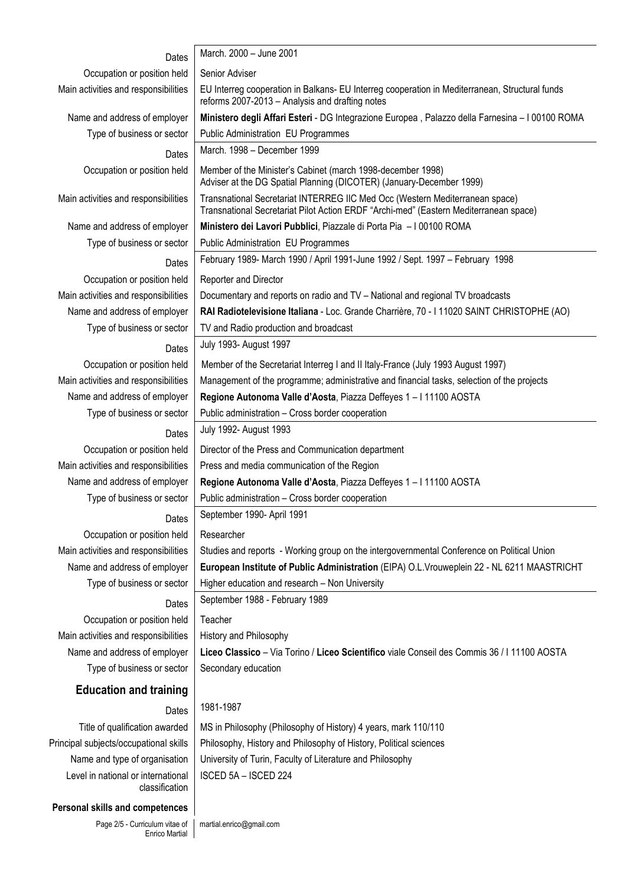| | |
|---|---|
| Dates | March. 2000 – June 2001 |
| Occupation or position held | Senior Adviser |
| Main activities and responsibilities | EU Interreg cooperation in Balkans- EU Interreg cooperation in Mediterranean, Structural funds reforms 2007-2013 – Analysis and drafting notes |
| Name and address of employer | **Ministero degli Affari Esteri** - DG Integrazione Europea , Palazzo della Farnesina – I 00100 ROMA |
| Type of business or sector | Public Administration EU Programmes |
| Dates | March. 1998 – December 1999 |
| Occupation or position held | Member of the Minister's Cabinet (march 1998-december 1998)<br>Adviser at the DG Spatial Planning (DICOTER) (January-December 1999) |
| Main activities and responsibilities | Transnational Secretariat INTERREG IIC Med Occ (Western Mediterranean space)<br>Transnational Secretariat Pilot Action ERDF "Archi-med" (Eastern Mediterranean space) |
| Name and address of employer | **Ministero dei Lavori Pubblici**, Piazzale di Porta Pia – I 00100 ROMA |
| Type of business or sector | Public Administration EU Programmes |
| Dates | February 1989- March 1990 / April 1991-June 1992 / Sept. 1997 – February 1998 |
| Occupation or position held | Reporter and Director |
| Main activities and responsibilities | Documentary and reports on radio and TV – National and regional TV broadcasts |
| Name and address of employer | **RAI Radiotelevisione Italiana** - Loc. Grande Charrière, 70 - I 11020 SAINT CHRISTOPHE (AO) |
| Type of business or sector | TV and Radio production and broadcast |
| Dates | July 1993- August 1997 |
| Occupation or position held | Member of the Secretariat Interreg I and II Italy-France (July 1993 August 1997) |
| Main activities and responsibilities | Management of the programme; administrative and financial tasks, selection of the projects |
| Name and address of employer | **Regione Autonoma Valle d'Aosta**, Piazza Deffeyes 1 – I 11100 AOSTA |
| Type of business or sector | Public administration – Cross border cooperation |
| Dates | July 1992- August 1993 |
| Occupation or position held | Director of the Press and Communication department |
| Main activities and responsibilities | Press and media communication of the Region |
| Name and address of employer | **Regione Autonoma Valle d'Aosta**, Piazza Deffeyes 1 – I 11100 AOSTA |
| Type of business or sector | Public administration – Cross border cooperation |
| Dates | September 1990- April 1991 |
| Occupation or position held | Researcher |
| Main activities and responsibilities | Studies and reports - Working group on the intergovernmental Conference on Political Union |
| Name and address of employer | **European Institute of Public Administration** (EIPA) O.L.Vrouweplein 22 - NL 6211 MAASTRICHT |
| Type of business or sector | Higher education and research – Non University |
| Dates | September 1988 - February 1989 |
| Occupation or position held | Teacher |
| Main activities and responsibilities | History and Philosophy |
| Name and address of employer | **Liceo Classico** – Via Torino / **Liceo Scientifico** viale Conseil des Commis 36 / I 11100 AOSTA |
| Type of business or sector | Secondary education |

## Education and training

| | |
|---|---|
| Dates | 1981-1987 |
| Title of qualification awarded | MS in Philosophy (Philosophy of History) 4 years, mark 110/110 |
| Principal subjects/occupational skills | Philosophy, History and Philosophy of History, Political sciences |
| Name and type of organisation | University of Turin, Faculty of Literature and Philosophy |
| Level in national or international classification | ISCED 5A – ISCED 224 |

### Personal skills and competences

martial.enrico@gmail.com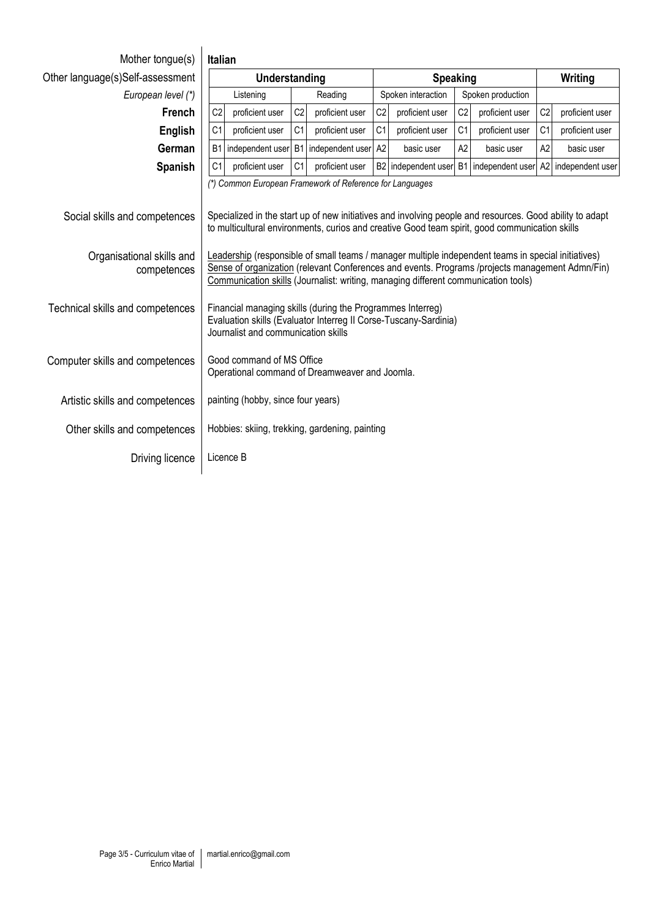Mother tongue(s): **Italian**

Other language(s) Self-assessment

| *European level (*)* | Understanding | | | | Speaking | | | | Writing | |
|---|---|---|---|---|---|---|---|---|---|---|
| | Listening | | Reading | | Spoken interaction | | Spoken production | | | |
| **French** | C2 | proficient user | C2 | proficient user | C2 | proficient user | C2 | proficient user | C2 | proficient user |
| **English** | C1 | proficient user | C1 | proficient user | C1 | proficient user | C1 | proficient user | C1 | proficient user |
| **German** | B1 | independent user | B1 | independent user | A2 | basic user | A2 | basic user | A2 | basic user |
| **Spanish** | C1 | proficient user | C1 | proficient user | B2 | independent user | B1 | independent user | A2 | independent user |

*(*) Common European Framework of Reference for Languages*

**Social skills and competences**
Specialized in the start up of new initiatives and involving people and resources. Good ability to adapt to multicultural environments, curios and creative Good team spirit, good communication skills

**Organisational skills and competences**
Leadership (responsible of small teams / manager multiple independent teams in special initiatives)
Sense of organization (relevant Conferences and events. Programs /projects management Admn/Fin)
Communication skills (Journalist: writing, managing different communication tools)

**Technical skills and competences**
Financial managing skills (during the Programmes Interreg)
Evaluation skills (Evaluator Interreg II Corse-Tuscany-Sardinia)
Journalist and communication skills

**Computer skills and competences**
Good command of MS Office
Operational command of Dreamweaver and Joomla.

**Artistic skills and competences**
painting (hobby, since four years)

**Other skills and competences**
Hobbies: skiing, trekking, gardening, painting

**Driving licence**
Licence B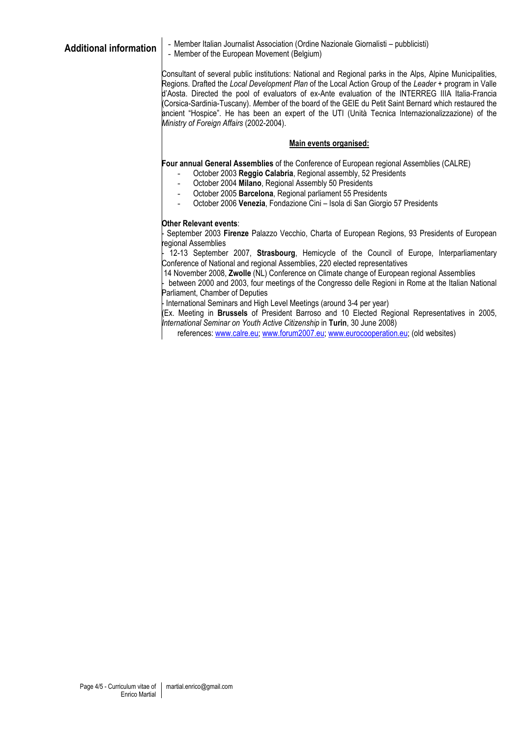## Additional information

- Member Italian Journalist Association (Ordine Nazionale Giornalisti – pubblicisti)
- Member of the European Movement (Belgium)

Consultant of several public institutions: National and Regional parks in the Alps, Alpine Municipalities, Regions. Drafted the *Local Development Plan* of the Local Action Group of the *Leader* + program in Valle d'Aosta. Directed the pool of evaluators of ex-Ante evaluation of the INTERREG IIIA Italia-Francia (Corsica-Sardinia-Tuscany). *M*ember of the board of the GEIE du Petit Saint Bernard which restaured the ancient "Hospice". He has been an expert of the UTI (Unità Tecnica Internazionalizzazione) of the *Ministry of Foreign Affairs* (2002-2004).

**Main events organised:**

**Four annual General Assemblies** of the Conference of European regional Assemblies (CALRE)

- October 2003 **Reggio Calabria**, Regional assembly, 52 Presidents
- October 2004 **Milano**, Regional Assembly 50 Presidents
- October 2005 **Barcelona**, Regional parliament 55 Presidents
- October 2006 **Venezia**, Fondazione Cini – Isola di San Giorgio 57 Presidents

**Other Relevant events**:

- September 2003 **Firenze** Palazzo Vecchio, Charta of European Regions, 93 Presidents of European regional Assemblies
- 12-13 September 2007, **Strasbourg**, Hemicycle of the Council of Europe, Interparliamentary Conference of National and regional Assemblies, 220 elected representatives

14 November 2008, **Zwolle** (NL) Conference on Climate change of European regional Assemblies

- between 2000 and 2003, four meetings of the Congresso delle Regioni in Rome at the Italian National Parliament, Chamber of Deputies
- International Seminars and High Level Meetings (around 3-4 per year)

(Ex. Meeting in **Brussels** of President Barroso and 10 Elected Regional Representatives in 2005, *International Seminar on Youth Active Citizenship* in **Turin**, 30 June 2008)

references: www.calre.eu; www.forum2007.eu; www.eurocooperation.eu; (old websites)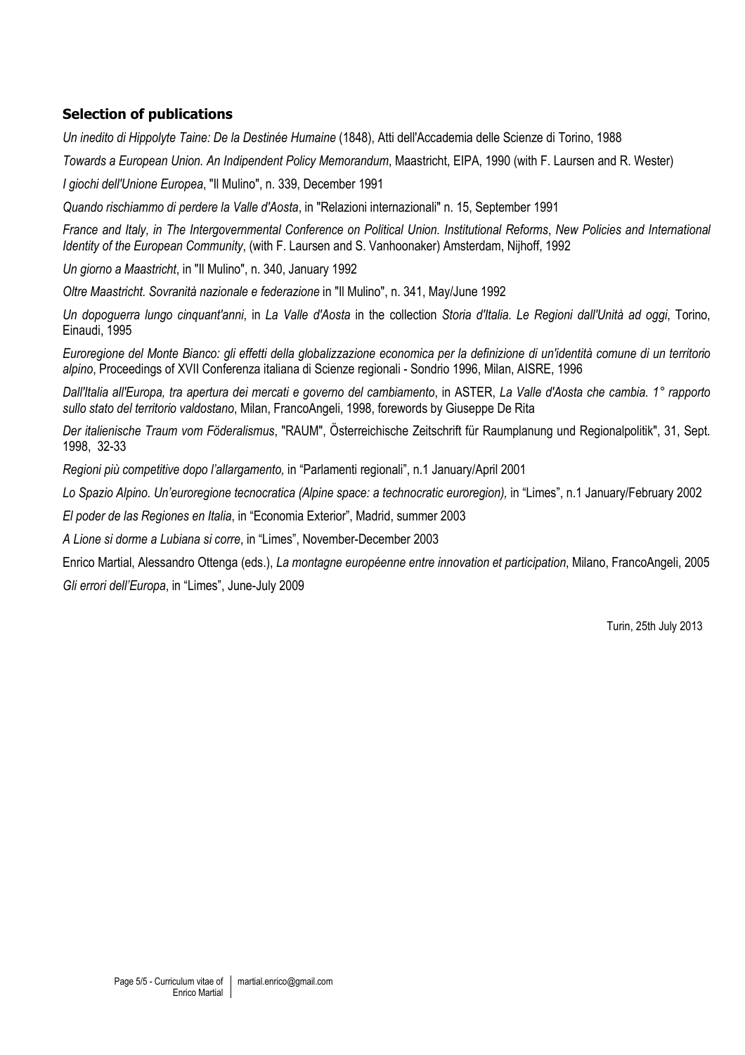### Selection of publications

*Un inedito di Hippolyte Taine: De la Destinée Humaine* (1848), Atti dell'Accademia delle Scienze di Torino, 1988

*Towards a European Union. An Indipendent Policy Memorandum*, Maastricht, EIPA, 1990 (with F. Laursen and R. Wester)

*I giochi dell'Unione Europea*, "Il Mulino", n. 339, December 1991

*Quando rischiammo di perdere la Valle d'Aosta*, in "Relazioni internazionali" n. 15, September 1991

*France and Italy, in The Intergovernmental Conference on Political Union. Institutional Reforms*, *New Policies and International Identity of the European Community*, (with F. Laursen and S. Vanhoonaker) Amsterdam, Nijhoff, 1992

*Un giorno a Maastricht*, in "Il Mulino", n. 340, January 1992

*Oltre Maastricht. Sovranità nazionale e federazione* in "Il Mulino", n. 341, May/June 1992

*Un dopoguerra lungo cinquant'anni*, in *La Valle d'Aosta* in the collection *Storia d'Italia. Le Regioni dall'Unità ad oggi*, Torino, Einaudi, 1995

*Euroregione del Monte Bianco: gli effetti della globalizzazione economica per la definizione di un'identità comune di un territorio alpino*, Proceedings of XVII Conferenza italiana di Scienze regionali - Sondrio 1996, Milan, AISRE, 1996

*Dall'Italia all'Europa, tra apertura dei mercati e governo del cambiamento*, in ASTER, *La Valle d'Aosta che cambia. 1° rapporto sullo stato del territorio valdostano*, Milan, FrancoAngeli, 1998, forewords by Giuseppe De Rita

*Der italienische Traum vom Föderalismus*, "RAUM", Österreichische Zeitschrift für Raumplanung und Regionalpolitik", 31, Sept. 1998, 32-33

*Regioni più competitive dopo l'allargamento,* in "Parlamenti regionali", n.1 January/April 2001

*Lo Spazio Alpino. Un'euroregione tecnocratica (Alpine space: a technocratic euroregion),* in "Limes", n.1 January/February 2002

*El poder de las Regiones en Italia*, in "Economia Exterior", Madrid, summer 2003

*A Lione si dorme a Lubiana si corre*, in "Limes", November-December 2003

Enrico Martial, Alessandro Ottenga (eds.), *La montagne européenne entre innovation et participation*, Milano, FrancoAngeli, 2005

*Gli errori dell'Europa*, in "Limes", June-July 2009

Turin, 25th July 2013